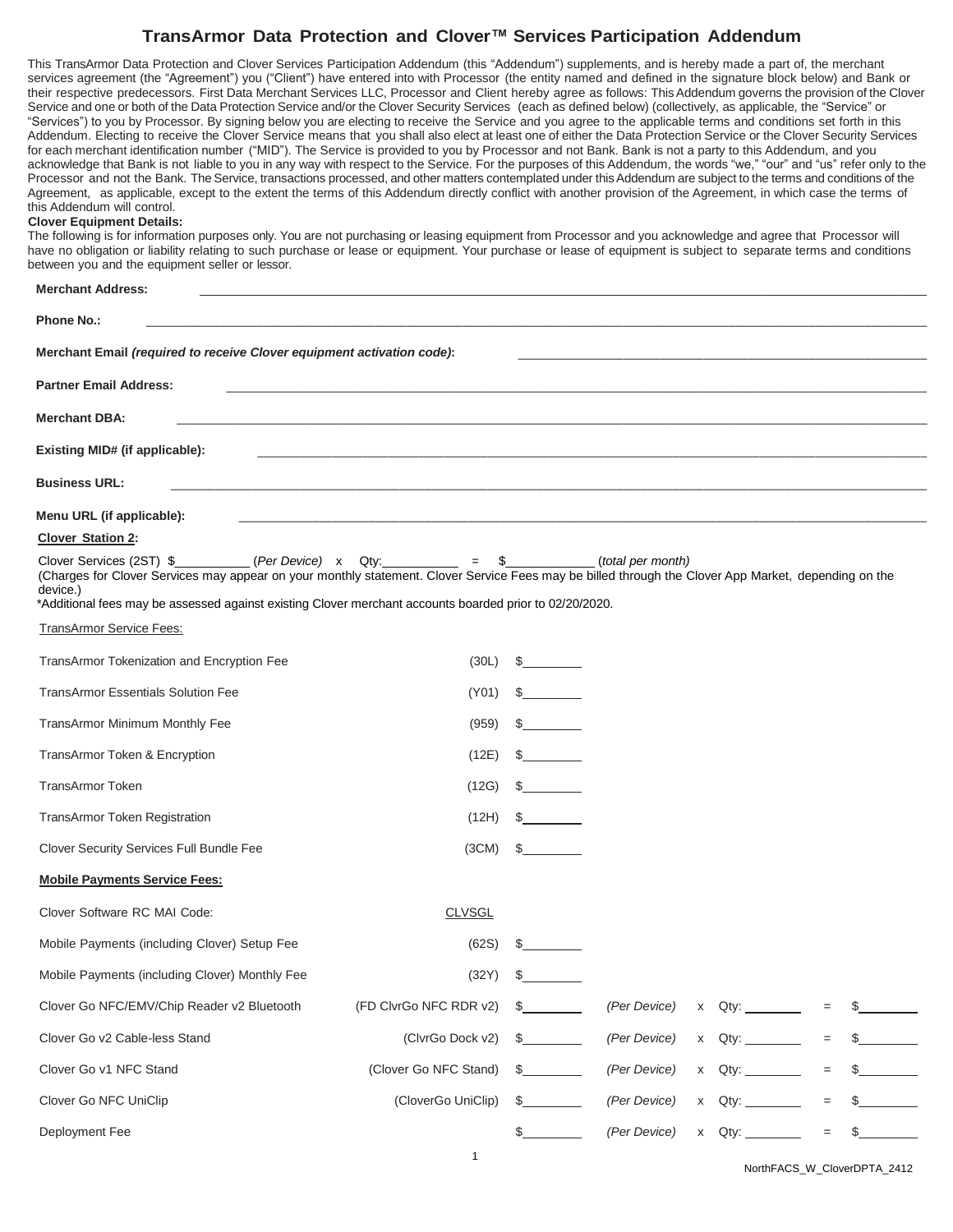# TransArmor Data Protection and Clover™ Services Participation Addendum

This TransArmor Data Protection and Clover Services Participation Addendum (this "Addendum") supplements, and is hereby made a part of, the merchant services agreement (the "Agreement") you ("Client") have entered into with Processor (the entity named and defined in the signature block below) and Bank or their respective predecessors. First Data Merchant Services LLC, Processor and Client hereby agree as follows: This Addendum governs the provision of the Clover Service and one or both of the Data Protection Service and/or the Clover Security Services (each as defined below) (collectively, as applicable, the "Service" or "Services") to you by Processor. By signing below you are electing to receive the Service and you agree to the applicable terms and conditions set forth in this Addendum. Electing to receive the Clover Service means that you shall also elect at least one of either the Data Protection Service or the Clover Security Services for each merchant identification number ("MID"). The Service is provided to you by Processor and not Bank. Bank is not a party to this Addendum, and you acknowledge that Bank is not liable to you in any way with respect to the Service. For the purposes of this Addendum, the words "we," "our" and "us" refer only to the Processor and not the Bank. The Service, transactions processed, and other matters contemplated under this Addendum are subject to the terms and conditions of the Agreement, as applicable, except to the extent the terms of this Addendum directly conflict with another provision of the Agreement, in which case the terms of this Addendum will control.

**Clover Equipment Details:**

The following is for information purposes only. You are not purchasing or leasing equipment from Processor and you acknowledge and agree that Processor will have no obligation or liability relating to such purchase or lease or equipment. Your purchase or lease of equipment is subject to separate terms and conditions between you and the equipment seller or lessor.

**Merchant Address:** ____________________

**Phone No.:** ____________________

**Merchant Email** ***(required to receive Clover equipment activation code)*****:** ____________________

**Partner Email Address:** ____________________

**Merchant DBA:** ____________________

**Existing MID# (if applicable):** ____________________

**Business URL:** ____________________

**Menu URL (if applicable):** ____________________

**Clover Station 2:**

Clover Services (2ST) $__________ (*Per Device*) x Qty:__________ = $__________ (*total per month*)

(Charges for Clover Services may appear on your monthly statement. Clover Service Fees may be billed through the Clover App Market, depending on the device.)

*Additional fees may be assessed against existing Clover merchant accounts boarded prior to 02/20/2020.

TransArmor Service Fees:

| | | |
|---|---|---|
| TransArmor Tokenization and Encryption Fee | (30L) | $________ |
| TransArmor Essentials Solution Fee | (Y01) | $________ |
| TransArmor Minimum Monthly Fee | (959) | $________ |
| TransArmor Token & Encryption | (12E) | $________ |
| TransArmor Token | (12G) | $________ |
| TransArmor Token Registration | (12H) | $________ |
| Clover Security Services Full Bundle Fee | (3CM) | $________ |

**Mobile Payments Service Fees:**

| | | | | | | |
|---|---|---|---|---|---|---|
| Clover Software RC MAI Code: | CLVSGL | | | | | |
| Mobile Payments (including Clover) Setup Fee | (62S) | $________ | | | | |
| Mobile Payments (including Clover) Monthly Fee | (32Y) | $________ | | | | |
| Clover Go NFC/EMV/Chip Reader v2 Bluetooth | (FD ClvrGo NFC RDR v2) | $________ | *(Per Device)* | x Qty: ________ | = | $________ |
| Clover Go v2 Cable-less Stand | (ClvrGo Dock v2) | $________ | *(Per Device)* | x Qty: ________ | = | $________ |
| Clover Go v1 NFC Stand | (Clover Go NFC Stand) | $________ | *(Per Device)* | x Qty: ________ | = | $________ |
| Clover Go NFC UniClip | (CloverGo UniClip) | $________ | *(Per Device)* | x Qty: ________ | = | $________ |
| Deployment Fee | | $________ | *(Per Device)* | x Qty: ________ | = | $________ |

NorthFACS_W_CloverDPTA_2412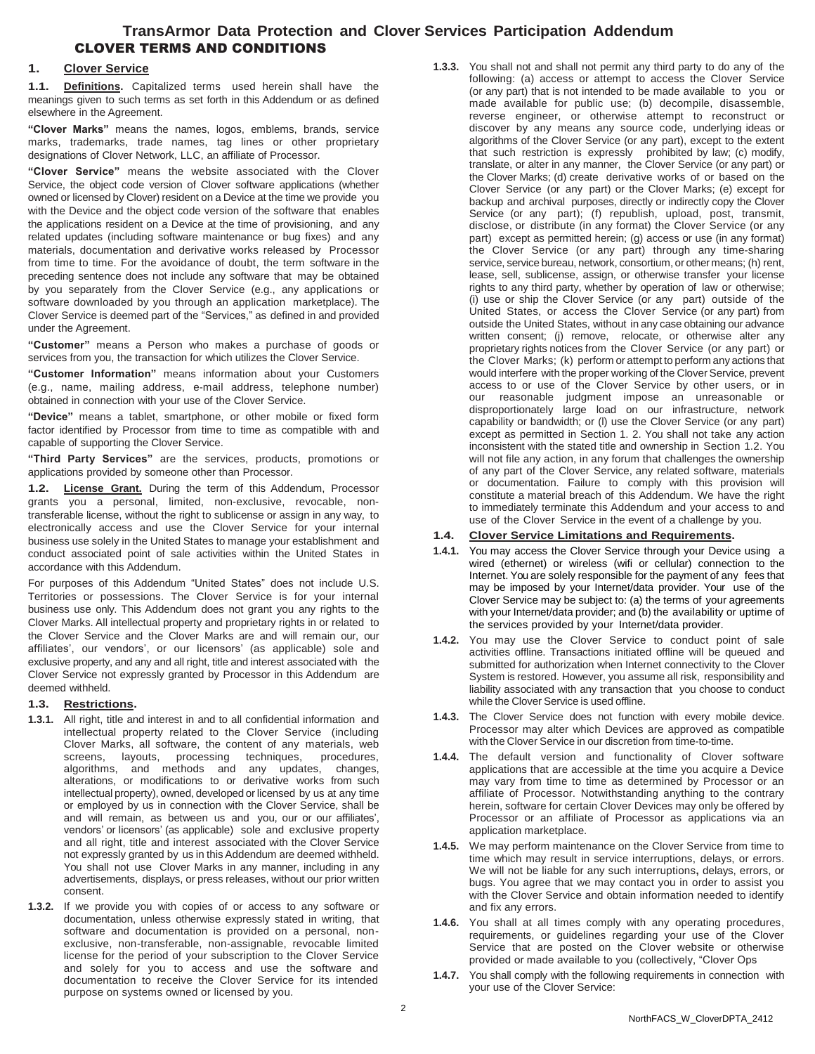# TransArmor Data Protection and Clover Services Participation Addendum

## CLOVER TERMS AND CONDITIONS

### 1. Clover Service

**1.1. Definitions.** Capitalized terms used herein shall have the meanings given to such terms as set forth in this Addendum or as defined elsewhere in the Agreement.

**"Clover Marks"** means the names, logos, emblems, brands, service marks, trademarks, trade names, tag lines or other proprietary designations of Clover Network, LLC, an affiliate of Processor.

**"Clover Service"** means the website associated with the Clover Service, the object code version of Clover software applications (whether owned or licensed by Clover) resident on a Device at the time we provide you with the Device and the object code version of the software that enables the applications resident on a Device at the time of provisioning, and any related updates (including software maintenance or bug fixes) and any materials, documentation and derivative works released by Processor from time to time. For the avoidance of doubt, the term software in the preceding sentence does not include any software that may be obtained by you separately from the Clover Service (e.g., any applications or software downloaded by you through an application marketplace). The Clover Service is deemed part of the "Services," as defined in and provided under the Agreement.

**"Customer"** means a Person who makes a purchase of goods or services from you, the transaction for which utilizes the Clover Service.

**"Customer Information"** means information about your Customers (e.g., name, mailing address, e-mail address, telephone number) obtained in connection with your use of the Clover Service.

**"Device"** means a tablet, smartphone, or other mobile or fixed form factor identified by Processor from time to time as compatible with and capable of supporting the Clover Service.

**"Third Party Services"** are the services, products, promotions or applications provided by someone other than Processor.

**1.2. License Grant.** During the term of this Addendum, Processor grants you a personal, limited, non-exclusive, revocable, non-transferable license, without the right to sublicense or assign in any way, to electronically access and use the Clover Service for your internal business use solely in the United States to manage your establishment and conduct associated point of sale activities within the United States in accordance with this Addendum.

For purposes of this Addendum "United States" does not include U.S. Territories or possessions. The Clover Service is for your internal business use only. This Addendum does not grant you any rights to the Clover Marks. All intellectual property and proprietary rights in or related to the Clover Service and the Clover Marks are and will remain our, our affiliates', our vendors', or our licensors' (as applicable) sole and exclusive property, and any and all right, title and interest associated with the Clover Service not expressly granted by Processor in this Addendum are deemed withheld.

**1.3. Restrictions.**

**1.3.1.** All right, title and interest in and to all confidential information and intellectual property related to the Clover Service (including Clover Marks, all software, the content of any materials, web screens, layouts, processing techniques, procedures, algorithms, and methods and any updates, changes, alterations, or modifications to or derivative works from such intellectual property), owned, developed or licensed by us at any time or employed by us in connection with the Clover Service, shall be and will remain, as between us and you, our or our affiliates', vendors' or licensors' (as applicable) sole and exclusive property and all right, title and interest associated with the Clover Service not expressly granted by us in this Addendum are deemed withheld. You shall not use Clover Marks in any manner, including in any advertisements, displays, or press releases, without our prior written consent.

**1.3.2.** If we provide you with copies of or access to any software or documentation, unless otherwise expressly stated in writing, that software and documentation is provided on a personal, non-exclusive, non-transferable, non-assignable, revocable limited license for the period of your subscription to the Clover Service and solely for you to access and use the software and documentation to receive the Clover Service for its intended purpose on systems owned or licensed by you.

**1.3.3.** You shall not and shall not permit any third party to do any of the following: (a) access or attempt to access the Clover Service (or any part) that is not intended to be made available to you or made available for public use; (b) decompile, disassemble, reverse engineer, or otherwise attempt to reconstruct or discover by any means any source code, underlying ideas or algorithms of the Clover Service (or any part), except to the extent that such restriction is expressly prohibited by law; (c) modify, translate, or alter in any manner, the Clover Service (or any part) or the Clover Marks; (d) create derivative works of or based on the Clover Service (or any part) or the Clover Marks; (e) except for backup and archival purposes, directly or indirectly copy the Clover Service (or any part); (f) republish, upload, post, transmit, disclose, or distribute (in any format) the Clover Service (or any part) except as permitted herein; (g) access or use (in any format) the Clover Service (or any part) through any time-sharing service, service bureau, network, consortium, or other means; (h) rent, lease, sell, sublicense, assign, or otherwise transfer your license rights to any third party, whether by operation of law or otherwise; (i) use or ship the Clover Service (or any part) outside of the United States, or access the Clover Service (or any part) from outside the United States, without in any case obtaining our advance written consent; (j) remove, relocate, or otherwise alter any proprietary rights notices from the Clover Service (or any part) or the Clover Marks; (k) perform or attempt to perform any actions that would interfere with the proper working of the Clover Service, prevent access to or use of the Clover Service by other users, or in our reasonable judgment impose an unreasonable or disproportionately large load on our infrastructure, network capability or bandwidth; or (l) use the Clover Service (or any part) except as permitted in Section 1. 2. You shall not take any action inconsistent with the stated title and ownership in Section 1.2. You will not file any action, in any forum that challenges the ownership of any part of the Clover Service, any related software, materials or documentation. Failure to comply with this provision will constitute a material breach of this Addendum. We have the right to immediately terminate this Addendum and your access to and use of the Clover Service in the event of a challenge by you.

**1.4. Clover Service Limitations and Requirements.**

**1.4.1.** You may access the Clover Service through your Device using a wired (ethernet) or wireless (wifi or cellular) connection to the Internet. You are solely responsible for the payment of any fees that may be imposed by your Internet/data provider. Your use of the Clover Service may be subject to: (a) the terms of your agreements with your Internet/data provider; and (b) the availability or uptime of the services provided by your Internet/data provider.

**1.4.2.** You may use the Clover Service to conduct point of sale activities offline. Transactions initiated offline will be queued and submitted for authorization when Internet connectivity to the Clover System is restored. However, you assume all risk, responsibility and liability associated with any transaction that you choose to conduct while the Clover Service is used offline.

**1.4.3.** The Clover Service does not function with every mobile device. Processor may alter which Devices are approved as compatible with the Clover Service in our discretion from time-to-time.

**1.4.4.** The default version and functionality of Clover software applications that are accessible at the time you acquire a Device may vary from time to time as determined by Processor or an affiliate of Processor. Notwithstanding anything to the contrary herein, software for certain Clover Devices may only be offered by Processor or an affiliate of Processor as applications via an application marketplace.

**1.4.5.** We may perform maintenance on the Clover Service from time to time which may result in service interruptions, delays, or errors. We will not be liable for any such interruptions, delays, errors, or bugs. You agree that we may contact you in order to assist you with the Clover Service and obtain information needed to identify and fix any errors.

**1.4.6.** You shall at all times comply with any operating procedures, requirements, or guidelines regarding your use of the Clover Service that are posted on the Clover website or otherwise provided or made available to you (collectively, "Clover Ops

**1.4.7.** You shall comply with the following requirements in connection with your use of the Clover Service: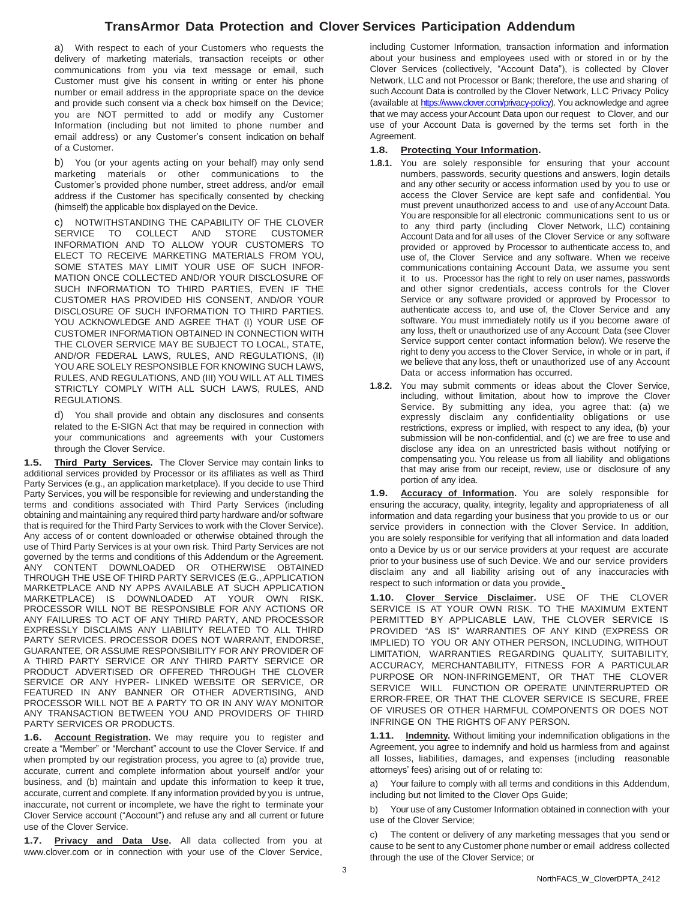a) With respect to each of your Customers who requests the delivery of marketing materials, transaction receipts or other communications from you via text message or email, such Customer must give his consent in writing or enter his phone number or email address in the appropriate space on the device and provide such consent via a check box himself on the Device; you are NOT permitted to add or modify any Customer Information (including but not limited to phone number and email address) or any Customer's consent indication on behalf of a Customer.

b) You (or your agents acting on your behalf) may only send marketing materials or other communications to the Customer's provided phone number, street address, and/or email address if the Customer has specifically consented by checking (himself) the applicable box displayed on the Device.

c) NOTWITHSTANDING THE CAPABILITY OF THE CLOVER SERVICE TO COLLECT AND STORE CUSTOMER INFORMATION AND TO ALLOW YOUR CUSTOMERS TO ELECT TO RECEIVE MARKETING MATERIALS FROM YOU, SOME STATES MAY LIMIT YOUR USE OF SUCH INFORMATION ONCE COLLECTED AND/OR YOUR DISCLOSURE OF SUCH INFORMATION TO THIRD PARTIES, EVEN IF THE CUSTOMER HAS PROVIDED HIS CONSENT, AND/OR YOUR DISCLOSURE OF SUCH INFORMATION TO THIRD PARTIES. YOU ACKNOWLEDGE AND AGREE THAT (I) YOUR USE OF CUSTOMER INFORMATION OBTAINED IN CONNECTION WITH THE CLOVER SERVICE MAY BE SUBJECT TO LOCAL, STATE, AND/OR FEDERAL LAWS, RULES, AND REGULATIONS, (II) YOU ARE SOLELY RESPONSIBLE FOR KNOWING SUCH LAWS, RULES, AND REGULATIONS, AND (III) YOU WILL AT ALL TIMES STRICTLY COMPLY WITH ALL SUCH LAWS, RULES, AND REGULATIONS.

d) You shall provide and obtain any disclosures and consents related to the E-SIGN Act that may be required in connection with your communications and agreements with your Customers through the Clover Service.

**1.5. Third Party Services.** The Clover Service may contain links to additional services provided by Processor or its affiliates as well as Third Party Services (e.g., an application marketplace). If you decide to use Third Party Services, you will be responsible for reviewing and understanding the terms and conditions associated with Third Party Services (including obtaining and maintaining any required third party hardware and/or software that is required for the Third Party Services to work with the Clover Service). Any access of or content downloaded or otherwise obtained through the use of Third Party Services is at your own risk. Third Party Services are not governed by the terms and conditions of this Addendum or the Agreement. ANY CONTENT DOWNLOADED OR OTHERWISE OBTAINED THROUGH THE USE OF THIRD PARTY SERVICES (E.G., APPLICATION MARKETPLACE AND NY APPS AVAILABLE AT SUCH APPLICATION MARKETPLACE) IS DOWNLOADED AT YOUR OWN RISK. PROCESSOR WILL NOT BE RESPONSIBLE FOR ANY ACTIONS OR ANY FAILURES TO ACT OF ANY THIRD PARTY, AND PROCESSOR EXPRESSLY DISCLAIMS ANY LIABILITY RELATED TO ALL THIRD PARTY SERVICES. PROCESSOR DOES NOT WARRANT, ENDORSE, GUARANTEE, OR ASSUME RESPONSIBILITY FOR ANY PROVIDER OF A THIRD PARTY SERVICE OR ANY THIRD PARTY SERVICE OR PRODUCT ADVERTISED OR OFFERED THROUGH THE CLOVER SERVICE OR ANY HYPER- LINKED WEBSITE OR SERVICE, OR FEATURED IN ANY BANNER OR OTHER ADVERTISING, AND PROCESSOR WILL NOT BE A PARTY TO OR IN ANY WAY MONITOR ANY TRANSACTION BETWEEN YOU AND PROVIDERS OF THIRD PARTY SERVICES OR PRODUCTS.

**1.6. Account Registration.** We may require you to register and create a "Member" or "Merchant" account to use the Clover Service. If and when prompted by our registration process, you agree to (a) provide true, accurate, current and complete information about yourself and/or your business, and (b) maintain and update this information to keep it true, accurate, current and complete. If any information provided by you is untrue, inaccurate, not current or incomplete, we have the right to terminate your Clover Service account ("Account") and refuse any and all current or future use of the Clover Service.

**1.7. Privacy and Data Use.** All data collected from you at www.clover.com or in connection with your use of the Clover Service, including Customer Information, transaction information and information about your business and employees used with or stored in or by the Clover Services (collectively, "Account Data"), is collected by Clover Network, LLC and not Processor or Bank; therefore, the use and sharing of such Account Data is controlled by the Clover Network, LLC Privacy Policy (available at https://www.clover.com/privacy-policy). You acknowledge and agree that we may access your Account Data upon our request to Clover, and our use of your Account Data is governed by the terms set forth in the Agreement.

**1.8. Protecting Your Information.**

**1.8.1.** You are solely responsible for ensuring that your account numbers, passwords, security questions and answers, login details and any other security or access information used by you to use or access the Clover Service are kept safe and confidential. You must prevent unauthorized access to and use of any Account Data. You are responsible for all electronic communications sent to us or to any third party (including Clover Network, LLC) containing Account Data and for all uses of the Clover Service or any software provided or approved by Processor to authenticate access to, and use of, the Clover Service and any software. When we receive communications containing Account Data, we assume you sent it to us. Processor has the right to rely on user names, passwords and other signor credentials, access controls for the Clover Service or any software provided or approved by Processor to authenticate access to, and use of, the Clover Service and any software. You must immediately notify us if you become aware of any loss, theft or unauthorized use of any Account Data (see Clover Service support center contact information below). We reserve the right to deny you access to the Clover Service, in whole or in part, if we believe that any loss, theft or unauthorized use of any Account Data or access information has occurred.

**1.8.2.** You may submit comments or ideas about the Clover Service, including, without limitation, about how to improve the Clover Service. By submitting any idea, you agree that: (a) we expressly disclaim any confidentiality obligations or use restrictions, express or implied, with respect to any idea, (b) your submission will be non-confidential, and (c) we are free to use and disclose any idea on an unrestricted basis without notifying or compensating you. You release us from all liability and obligations that may arise from our receipt, review, use or disclosure of any portion of any idea.

**1.9. Accuracy of Information.** You are solely responsible for ensuring the accuracy, quality, integrity, legality and appropriateness of all information and data regarding your business that you provide to us or our service providers in connection with the Clover Service. In addition, you are solely responsible for verifying that all information and data loaded onto a Device by us or our service providers at your request are accurate prior to your business use of such Device. We and our service providers disclaim any and all liability arising out of any inaccuracies with respect to such information or data you provide.

**1.10. Clover Service Disclaimer.** USE OF THE CLOVER SERVICE IS AT YOUR OWN RISK. TO THE MAXIMUM EXTENT PERMITTED BY APPLICABLE LAW, THE CLOVER SERVICE IS PROVIDED "AS IS" WARRANTIES OF ANY KIND (EXPRESS OR IMPLIED) TO YOU OR ANY OTHER PERSON, INCLUDING, WITHOUT LIMITATION, WARRANTIES REGARDING QUALITY, SUITABILITY, ACCURACY, MERCHANTABILITY, FITNESS FOR A PARTICULAR PURPOSE OR NON-INFRINGEMENT, OR THAT THE CLOVER SERVICE WILL FUNCTION OR OPERATE UNINTERRUPTED OR ERROR-FREE, OR THAT THE CLOVER SERVICE IS SECURE, FREE OF VIRUSES OR OTHER HARMFUL COMPONENTS OR DOES NOT INFRINGE ON THE RIGHTS OF ANY PERSON.

**1.11. Indemnity.** Without limiting your indemnification obligations in the Agreement, you agree to indemnify and hold us harmless from and against all losses, liabilities, damages, and expenses (including reasonable attorneys' fees) arising out of or relating to:

a) Your failure to comply with all terms and conditions in this Addendum, including but not limited to the Clover Ops Guide;

b) Your use of any Customer Information obtained in connection with your use of the Clover Service;

c) The content or delivery of any marketing messages that you send or cause to be sent to any Customer phone number or email address collected through the use of the Clover Service; or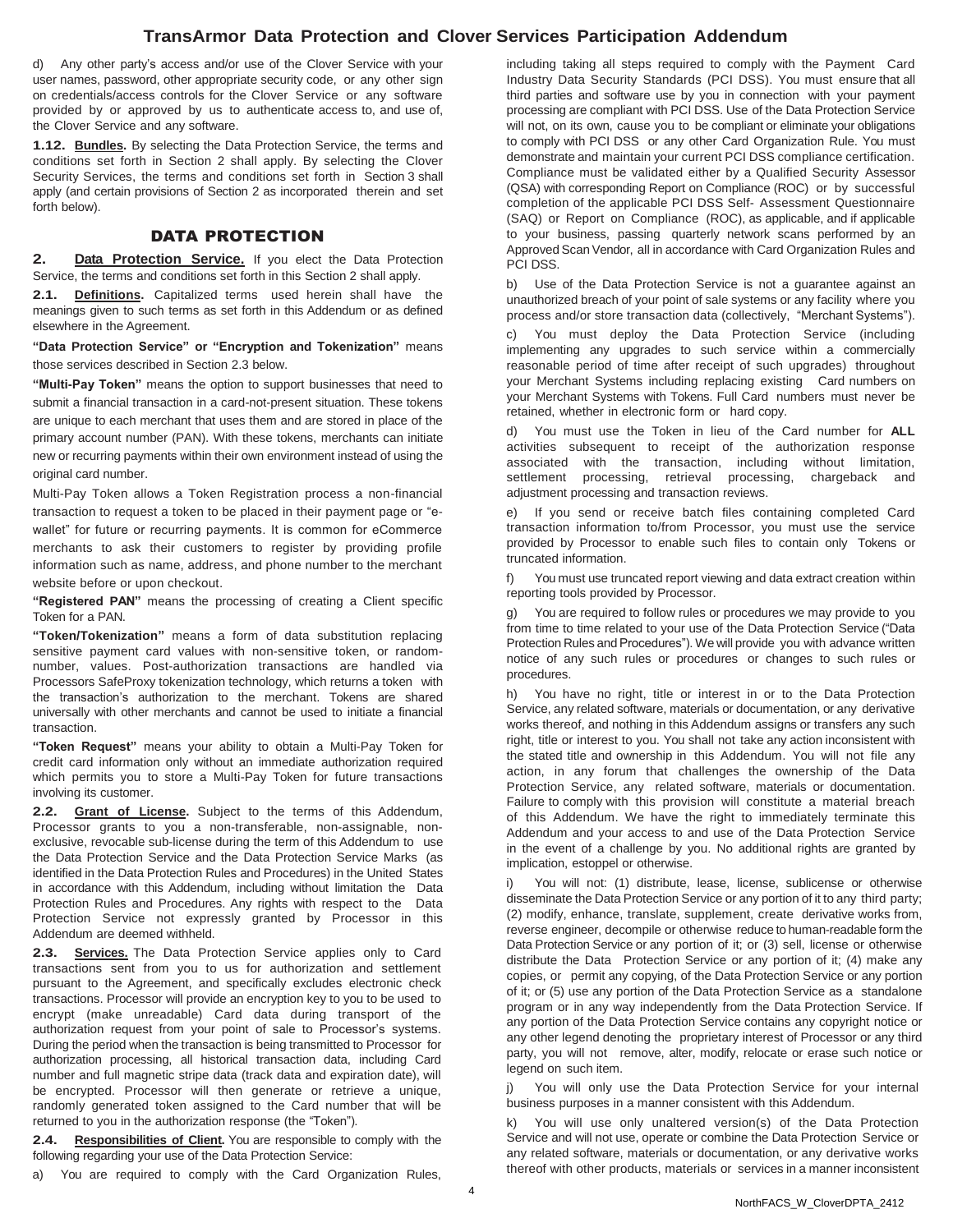d) Any other party's access and/or use of the Clover Service with your user names, password, other appropriate security code, or any other sign on credentials/access controls for the Clover Service or any software provided by or approved by us to authenticate access to, and use of, the Clover Service and any software.

**1.12. Bundles.** By selecting the Data Protection Service, the terms and conditions set forth in Section 2 shall apply. By selecting the Clover Security Services, the terms and conditions set forth in Section 3 shall apply (and certain provisions of Section 2 as incorporated therein and set forth below).

## DATA PROTECTION

**2. Data Protection Service.** If you elect the Data Protection Service, the terms and conditions set forth in this Section 2 shall apply.

**2.1. Definitions.** Capitalized terms used herein shall have the meanings given to such terms as set forth in this Addendum or as defined elsewhere in the Agreement.

**"Data Protection Service" or "Encryption and Tokenization"** means those services described in Section 2.3 below.

**"Multi-Pay Token"** means the option to support businesses that need to submit a financial transaction in a card-not-present situation. These tokens are unique to each merchant that uses them and are stored in place of the primary account number (PAN). With these tokens, merchants can initiate new or recurring payments within their own environment instead of using the original card number.

Multi-Pay Token allows a Token Registration process a non-financial transaction to request a token to be placed in their payment page or "e-wallet" for future or recurring payments. It is common for eCommerce merchants to ask their customers to register by providing profile information such as name, address, and phone number to the merchant website before or upon checkout.

**"Registered PAN"** means the processing of creating a Client specific Token for a PAN.

**"Token/Tokenization"** means a form of data substitution replacing sensitive payment card values with non-sensitive token, or random-number, values. Post-authorization transactions are handled via Processors SafeProxy tokenization technology, which returns a token with the transaction's authorization to the merchant. Tokens are shared universally with other merchants and cannot be used to initiate a financial transaction.

**"Token Request"** means your ability to obtain a Multi-Pay Token for credit card information only without an immediate authorization required which permits you to store a Multi-Pay Token for future transactions involving its customer.

**2.2. Grant of License.** Subject to the terms of this Addendum, Processor grants to you a non-transferable, non-assignable, non-exclusive, revocable sub-license during the term of this Addendum to use the Data Protection Service and the Data Protection Service Marks (as identified in the Data Protection Rules and Procedures) in the United States in accordance with this Addendum, including without limitation the Data Protection Rules and Procedures. Any rights with respect to the Data Protection Service not expressly granted by Processor in this Addendum are deemed withheld.

**2.3. Services.** The Data Protection Service applies only to Card transactions sent from you to us for authorization and settlement pursuant to the Agreement, and specifically excludes electronic check transactions. Processor will provide an encryption key to you to be used to encrypt (make unreadable) Card data during transport of the authorization request from your point of sale to Processor's systems. During the period when the transaction is being transmitted to Processor for authorization processing, all historical transaction data, including Card number and full magnetic stripe data (track data and expiration date), will be encrypted. Processor will then generate or retrieve a unique, randomly generated token assigned to the Card number that will be returned to you in the authorization response (the "Token").

**2.4. Responsibilities of Client.** You are responsible to comply with the following regarding your use of the Data Protection Service:

a) You are required to comply with the Card Organization Rules, including taking all steps required to comply with the Payment Card Industry Data Security Standards (PCI DSS). You must ensure that all third parties and software use by you in connection with your payment processing are compliant with PCI DSS. Use of the Data Protection Service will not, on its own, cause you to be compliant or eliminate your obligations to comply with PCI DSS or any other Card Organization Rule. You must demonstrate and maintain your current PCI DSS compliance certification. Compliance must be validated either by a Qualified Security Assessor (QSA) with corresponding Report on Compliance (ROC) or by successful completion of the applicable PCI DSS Self- Assessment Questionnaire (SAQ) or Report on Compliance (ROC), as applicable, and if applicable to your business, passing quarterly network scans performed by an Approved Scan Vendor, all in accordance with Card Organization Rules and PCI DSS.

b) Use of the Data Protection Service is not a guarantee against an unauthorized breach of your point of sale systems or any facility where you process and/or store transaction data (collectively, "Merchant Systems").

c) You must deploy the Data Protection Service (including implementing any upgrades to such service within a commercially reasonable period of time after receipt of such upgrades) throughout your Merchant Systems including replacing existing Card numbers on your Merchant Systems with Tokens. Full Card numbers must never be retained, whether in electronic form or hard copy.

d) You must use the Token in lieu of the Card number for **ALL** activities subsequent to receipt of the authorization response associated with the transaction, including without limitation, settlement processing, retrieval processing, chargeback and adjustment processing and transaction reviews.

e) If you send or receive batch files containing completed Card transaction information to/from Processor, you must use the service provided by Processor to enable such files to contain only Tokens or truncated information.

f) You must use truncated report viewing and data extract creation within reporting tools provided by Processor.

g) You are required to follow rules or procedures we may provide to you from time to time related to your use of the Data Protection Service ("Data Protection Rules and Procedures"). We will provide you with advance written notice of any such rules or procedures or changes to such rules or procedures.

h) You have no right, title or interest in or to the Data Protection Service, any related software, materials or documentation, or any derivative works thereof, and nothing in this Addendum assigns or transfers any such right, title or interest to you. You shall not take any action inconsistent with the stated title and ownership in this Addendum. You will not file any action, in any forum that challenges the ownership of the Data Protection Service, any related software, materials or documentation. Failure to comply with this provision will constitute a material breach of this Addendum. We have the right to immediately terminate this Addendum and your access to and use of the Data Protection Service in the event of a challenge by you. No additional rights are granted by implication, estoppel or otherwise.

i) You will not: (1) distribute, lease, license, sublicense or otherwise disseminate the Data Protection Service or any portion of it to any third party; (2) modify, enhance, translate, supplement, create derivative works from, reverse engineer, decompile or otherwise reduce to human-readable form the Data Protection Service or any portion of it; or (3) sell, license or otherwise distribute the Data Protection Service or any portion of it; (4) make any copies, or permit any copying, of the Data Protection Service or any portion of it; or (5) use any portion of the Data Protection Service as a standalone program or in any way independently from the Data Protection Service. If any portion of the Data Protection Service contains any copyright notice or any other legend denoting the proprietary interest of Processor or any third party, you will not remove, alter, modify, relocate or erase such notice or legend on such item.

j) You will only use the Data Protection Service for your internal business purposes in a manner consistent with this Addendum.

k) You will use only unaltered version(s) of the Data Protection Service and will not use, operate or combine the Data Protection Service or any related software, materials or documentation, or any derivative works thereof with other products, materials or services in a manner inconsistent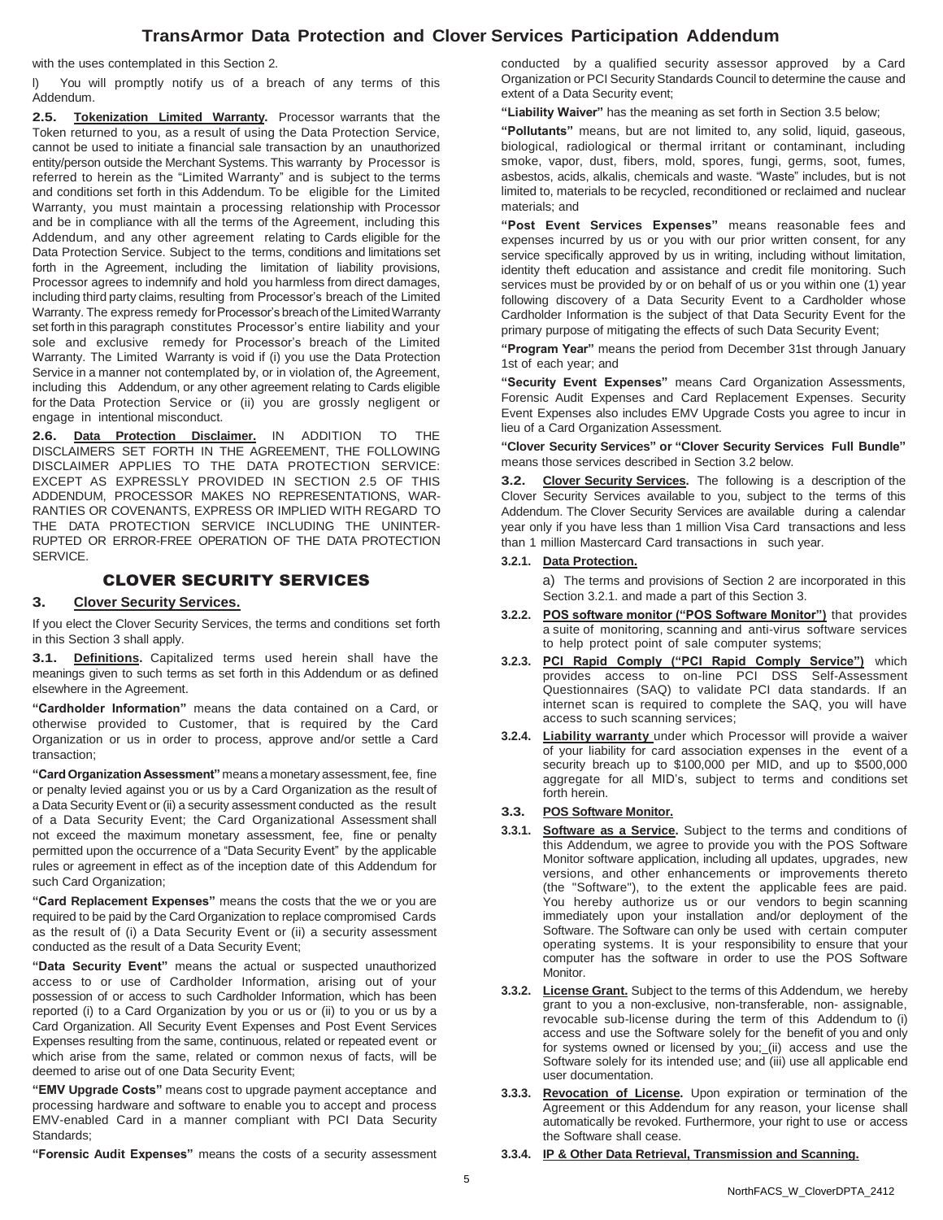with the uses contemplated in this Section 2.

l) You will promptly notify us of a breach of any terms of this Addendum.

**2.5. Tokenization Limited Warranty.** Processor warrants that the Token returned to you, as a result of using the Data Protection Service, cannot be used to initiate a financial sale transaction by an unauthorized entity/person outside the Merchant Systems. This warranty by Processor is referred to herein as the "Limited Warranty" and is subject to the terms and conditions set forth in this Addendum. To be eligible for the Limited Warranty, you must maintain a processing relationship with Processor and be in compliance with all the terms of the Agreement, including this Addendum, and any other agreement relating to Cards eligible for the Data Protection Service. Subject to the terms, conditions and limitations set forth in the Agreement, including the limitation of liability provisions, Processor agrees to indemnify and hold you harmless from direct damages, including third party claims, resulting from Processor's breach of the Limited Warranty. The express remedy for Processor's breach of the Limited Warranty set forth in this paragraph constitutes Processor's entire liability and your sole and exclusive remedy for Processor's breach of the Limited Warranty. The Limited Warranty is void if (i) you use the Data Protection Service in a manner not contemplated by, or in violation of, the Agreement, including this Addendum, or any other agreement relating to Cards eligible for the Data Protection Service or (ii) you are grossly negligent or engage in intentional misconduct.

**2.6. Data Protection Disclaimer.** IN ADDITION TO THE DISCLAIMERS SET FORTH IN THE AGREEMENT, THE FOLLOWING DISCLAIMER APPLIES TO THE DATA PROTECTION SERVICE: EXCEPT AS EXPRESSLY PROVIDED IN SECTION 2.5 OF THIS ADDENDUM, PROCESSOR MAKES NO REPRESENTATIONS, WARRANTIES OR COVENANTS, EXPRESS OR IMPLIED WITH REGARD TO THE DATA PROTECTION SERVICE INCLUDING THE UNINTERRUPTED OR ERROR-FREE OPERATION OF THE DATA PROTECTION SERVICE.

## CLOVER SECURITY SERVICES

### 3. Clover Security Services.

If you elect the Clover Security Services, the terms and conditions set forth in this Section 3 shall apply.

**3.1. Definitions.** Capitalized terms used herein shall have the meanings given to such terms as set forth in this Addendum or as defined elsewhere in the Agreement.

**"Cardholder Information"** means the data contained on a Card, or otherwise provided to Customer, that is required by the Card Organization or us in order to process, approve and/or settle a Card transaction;

**"Card Organization Assessment"** means a monetary assessment, fee, fine or penalty levied against you or us by a Card Organization as the result of a Data Security Event or (ii) a security assessment conducted as the result of a Data Security Event; the Card Organizational Assessment shall not exceed the maximum monetary assessment, fee, fine or penalty permitted upon the occurrence of a "Data Security Event" by the applicable rules or agreement in effect as of the inception date of this Addendum for such Card Organization;

**"Card Replacement Expenses"** means the costs that the we or you are required to be paid by the Card Organization to replace compromised Cards as the result of (i) a Data Security Event or (ii) a security assessment conducted as the result of a Data Security Event;

**"Data Security Event"** means the actual or suspected unauthorized access to or use of Cardholder Information, arising out of your possession of or access to such Cardholder Information, which has been reported (i) to a Card Organization by you or us or (ii) to you or us by a Card Organization. All Security Event Expenses and Post Event Services Expenses resulting from the same, continuous, related or repeated event or which arise from the same, related or common nexus of facts, will be deemed to arise out of one Data Security Event;

**"EMV Upgrade Costs"** means cost to upgrade payment acceptance and processing hardware and software to enable you to accept and process EMV-enabled Card in a manner compliant with PCI Data Security Standards;

**"Forensic Audit Expenses"** means the costs of a security assessment conducted by a qualified security assessor approved by a Card Organization or PCI Security Standards Council to determine the cause and extent of a Data Security event;

**"Liability Waiver"** has the meaning as set forth in Section 3.5 below;

**"Pollutants"** means, but are not limited to, any solid, liquid, gaseous, biological, radiological or thermal irritant or contaminant, including smoke, vapor, dust, fibers, mold, spores, fungi, germs, soot, fumes, asbestos, acids, alkalis, chemicals and waste. "Waste" includes, but is not limited to, materials to be recycled, reconditioned or reclaimed and nuclear materials; and

**"Post Event Services Expenses"** means reasonable fees and expenses incurred by us or you with our prior written consent, for any service specifically approved by us in writing, including without limitation, identity theft education and assistance and credit file monitoring. Such services must be provided by or on behalf of us or you within one (1) year following discovery of a Data Security Event to a Cardholder whose Cardholder Information is the subject of that Data Security Event for the primary purpose of mitigating the effects of such Data Security Event;

**"Program Year"** means the period from December 31st through January 1st of each year; and

**"Security Event Expenses"** means Card Organization Assessments, Forensic Audit Expenses and Card Replacement Expenses. Security Event Expenses also includes EMV Upgrade Costs you agree to incur in lieu of a Card Organization Assessment.

**"Clover Security Services" or "Clover Security Services Full Bundle"** means those services described in Section 3.2 below.

**3.2. Clover Security Services.** The following is a description of the Clover Security Services available to you, subject to the terms of this Addendum. The Clover Security Services are available during a calendar year only if you have less than 1 million Visa Card transactions and less than 1 million Mastercard Card transactions in such year.

**3.2.1. Data Protection.**

a) The terms and provisions of Section 2 are incorporated in this Section 3.2.1. and made a part of this Section 3.

**3.2.2. POS software monitor ("POS Software Monitor")** that provides a suite of monitoring, scanning and anti-virus software services to help protect point of sale computer systems;

**3.2.3. PCI Rapid Comply ("PCI Rapid Comply Service")** which provides access to on-line PCI DSS Self-Assessment Questionnaires (SAQ) to validate PCI data standards. If an internet scan is required to complete the SAQ, you will have access to such scanning services;

**3.2.4. Liability warranty** under which Processor will provide a waiver of your liability for card association expenses in the event of a security breach up to $100,000 per MID, and up to $500,000 aggregate for all MID's, subject to terms and conditions set forth herein.

**3.3. POS Software Monitor.**

**3.3.1. Software as a Service.** Subject to the terms and conditions of this Addendum, we agree to provide you with the POS Software Monitor software application, including all updates, upgrades, new versions, and other enhancements or improvements thereto (the "Software"), to the extent the applicable fees are paid. You hereby authorize us or our vendors to begin scanning immediately upon your installation and/or deployment of the Software. The Software can only be used with certain computer operating systems. It is your responsibility to ensure that your computer has the software in order to use the POS Software Monitor.

**3.3.2. License Grant.** Subject to the terms of this Addendum, we hereby grant to you a non-exclusive, non-transferable, non- assignable, revocable sub-license during the term of this Addendum to (i) access and use the Software solely for the benefit of you and only for systems owned or licensed by you; (ii) access and use the Software solely for its intended use; and (iii) use all applicable end user documentation.

**3.3.3. Revocation of License.** Upon expiration or termination of the Agreement or this Addendum for any reason, your license shall automatically be revoked. Furthermore, your right to use or access the Software shall cease.

**3.3.4. IP & Other Data Retrieval, Transmission and Scanning.**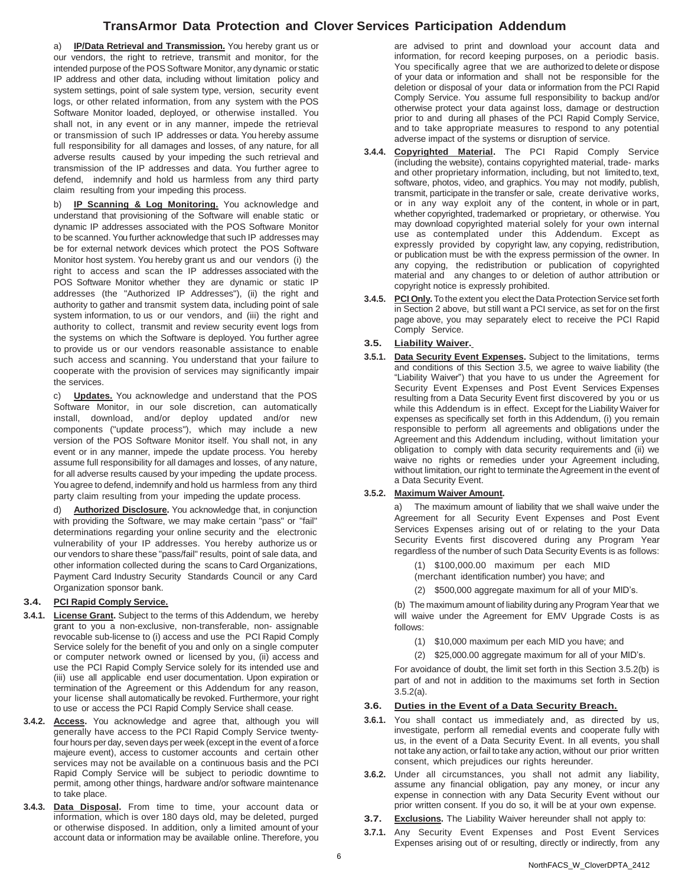a) **IP/Data Retrieval and Transmission.** You hereby grant us or our vendors, the right to retrieve, transmit and monitor, for the intended purpose of the POS Software Monitor, any dynamic or static IP address and other data, including without limitation policy and system settings, point of sale system type, version, security event logs, or other related information, from any system with the POS Software Monitor loaded, deployed, or otherwise installed. You shall not, in any event or in any manner, impede the retrieval or transmission of such IP addresses or data. You hereby assume full responsibility for all damages and losses, of any nature, for all adverse results caused by your impeding the such retrieval and transmission of the IP addresses and data. You further agree to defend, indemnify and hold us harmless from any third party claim resulting from your impeding this process.

b) **IP Scanning & Log Monitoring.** You acknowledge and understand that provisioning of the Software will enable static or dynamic IP addresses associated with the POS Software Monitor to be scanned. You further acknowledge that such IP addresses may be for external network devices which protect the POS Software Monitor host system. You hereby grant us and our vendors (i) the right to access and scan the IP addresses associated with the POS Software Monitor whether they are dynamic or static IP addresses (the "Authorized IP Addresses"), (ii) the right and authority to gather and transmit system data, including point of sale system information, to us or our vendors, and (iii) the right and authority to collect, transmit and review security event logs from the systems on which the Software is deployed. You further agree to provide us or our vendors reasonable assistance to enable such access and scanning. You understand that your failure to cooperate with the provision of services may significantly impair the services.

c) **Updates.** You acknowledge and understand that the POS Software Monitor, in our sole discretion, can automatically install, download, and/or deploy updated and/or new components ("update process"), which may include a new version of the POS Software Monitor itself. You shall not, in any event or in any manner, impede the update process. You hereby assume full responsibility for all damages and losses, of any nature, for all adverse results caused by your impeding the update process. You agree to defend, indemnify and hold us harmless from any third party claim resulting from your impeding the update process.

d) **Authorized Disclosure.** You acknowledge that, in conjunction with providing the Software, we may make certain "pass" or "fail" determinations regarding your online security and the electronic vulnerability of your IP addresses. You hereby authorize us or our vendors to share these "pass/fail" results, point of sale data, and other information collected during the scans to Card Organizations, Payment Card Industry Security Standards Council or any Card Organization sponsor bank.

### 3.4. PCI Rapid Comply Service.

**3.4.1. License Grant.** Subject to the terms of this Addendum, we hereby grant to you a non-exclusive, non-transferable, non- assignable revocable sub-license to (i) access and use the PCI Rapid Comply Service solely for the benefit of you and only on a single computer or computer network owned or licensed by you, (ii) access and use the PCI Rapid Comply Service solely for its intended use and (iii) use all applicable end user documentation. Upon expiration or termination of the Agreement or this Addendum for any reason, your license shall automatically be revoked. Furthermore, your right to use or access the PCI Rapid Comply Service shall cease.

**3.4.2. Access.** You acknowledge and agree that, although you will generally have access to the PCI Rapid Comply Service twenty-four hours per day, seven days per week (except in the event of a force majeure event), access to customer accounts and certain other services may not be available on a continuous basis and the PCI Rapid Comply Service will be subject to periodic downtime to permit, among other things, hardware and/or software maintenance to take place.

**3.4.3. Data Disposal.** From time to time, your account data or information, which is over 180 days old, may be deleted, purged or otherwise disposed. In addition, only a limited amount of your account data or information may be available online. Therefore, you are advised to print and download your account data and information, for record keeping purposes, on a periodic basis. You specifically agree that we are authorized to delete or dispose of your data or information and shall not be responsible for the deletion or disposal of your data or information from the PCI Rapid Comply Service. You assume full responsibility to backup and/or otherwise protect your data against loss, damage or destruction prior to and during all phases of the PCI Rapid Comply Service, and to take appropriate measures to respond to any potential adverse impact of the systems or disruption of service.

**3.4.4. Copyrighted Material.** The PCI Rapid Comply Service (including the website), contains copyrighted material, trade- marks and other proprietary information, including, but not limited to, text, software, photos, video, and graphics. You may not modify, publish, transmit, participate in the transfer or sale, create derivative works, or in any way exploit any of the content, in whole or in part, whether copyrighted, trademarked or proprietary, or otherwise. You may download copyrighted material solely for your own internal use as contemplated under this Addendum. Except as expressly provided by copyright law, any copying, redistribution, or publication must be with the express permission of the owner. In any copying, the redistribution or publication of copyrighted material and any changes to or deletion of author attribution or copyright notice is expressly prohibited.

**3.4.5. PCI Only.** To the extent you elect the Data Protection Service set forth in Section 2 above, but still want a PCI service, as set for on the first page above, you may separately elect to receive the PCI Rapid Comply Service.

### 3.5. Liability Waiver.

**3.5.1. Data Security Event Expenses.** Subject to the limitations, terms and conditions of this Section 3.5, we agree to waive liability (the "Liability Waiver") that you have to us under the Agreement for Security Event Expenses and Post Event Services Expenses resulting from a Data Security Event first discovered by you or us while this Addendum is in effect. Except for the Liability Waiver for expenses as specifically set forth in this Addendum, (i) you remain responsible to perform all agreements and obligations under the Agreement and this Addendum including, without limitation your obligation to comply with data security requirements and (ii) we waive no rights or remedies under your Agreement including, without limitation, our right to terminate the Agreement in the event of a Data Security Event.

**3.5.2. Maximum Waiver Amount.**

a) The maximum amount of liability that we shall waive under the Agreement for all Security Event Expenses and Post Event Services Expenses arising out of or relating to the your Data Security Events first discovered during any Program Year regardless of the number of such Data Security Events is as follows:

(1) $100,000.00 maximum per each MID (merchant identification number) you have; and

(2) $500,000 aggregate maximum for all of your MID's.

(b) The maximum amount of liability during any Program Year that we will waive under the Agreement for EMV Upgrade Costs is as follows:

(1) $10,000 maximum per each MID you have; and

(2) $25,000.00 aggregate maximum for all of your MID's.

For avoidance of doubt, the limit set forth in this Section 3.5.2(b) is part of and not in addition to the maximums set forth in Section 3.5.2(a).

### 3.6. Duties in the Event of a Data Security Breach.

**3.6.1.** You shall contact us immediately and, as directed by us, investigate, perform all remedial events and cooperate fully with us, in the event of a Data Security Event. In all events, you shall not take any action, or fail to take any action, without our prior written consent, which prejudices our rights hereunder.

**3.6.2.** Under all circumstances, you shall not admit any liability, assume any financial obligation, pay any money, or incur any expense in connection with any Data Security Event without our prior written consent. If you do so, it will be at your own expense.

**3.7. Exclusions.** The Liability Waiver hereunder shall not apply to:

**3.7.1.** Any Security Event Expenses and Post Event Services Expenses arising out of or resulting, directly or indirectly, from any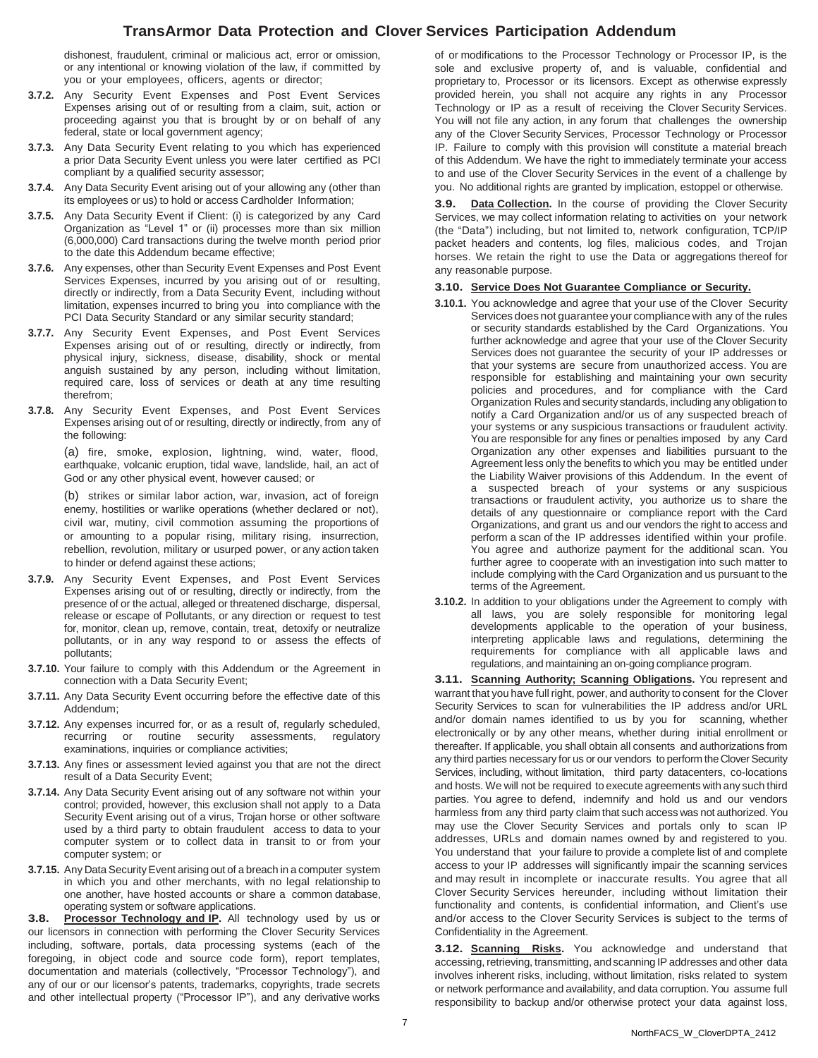dishonest, fraudulent, criminal or malicious act, error or omission, or any intentional or knowing violation of the law, if committed by you or your employees, officers, agents or director;

**3.7.2.** Any Security Event Expenses and Post Event Services Expenses arising out of or resulting from a claim, suit, action or proceeding against you that is brought by or on behalf of any federal, state or local government agency;

**3.7.3.** Any Data Security Event relating to you which has experienced a prior Data Security Event unless you were later certified as PCI compliant by a qualified security assessor;

**3.7.4.** Any Data Security Event arising out of your allowing any (other than its employees or us) to hold or access Cardholder Information;

**3.7.5.** Any Data Security Event if Client: (i) is categorized by any Card Organization as "Level 1" or (ii) processes more than six million (6,000,000) Card transactions during the twelve month period prior to the date this Addendum became effective;

**3.7.6.** Any expenses, other than Security Event Expenses and Post Event Services Expenses, incurred by you arising out of or resulting, directly or indirectly, from a Data Security Event, including without limitation, expenses incurred to bring you into compliance with the PCI Data Security Standard or any similar security standard;

**3.7.7.** Any Security Event Expenses, and Post Event Services Expenses arising out of or resulting, directly or indirectly, from physical injury, sickness, disease, disability, shock or mental anguish sustained by any person, including without limitation, required care, loss of services or death at any time resulting therefrom;

**3.7.8.** Any Security Event Expenses, and Post Event Services Expenses arising out of or resulting, directly or indirectly, from any of the following:

(a) fire, smoke, explosion, lightning, wind, water, flood, earthquake, volcanic eruption, tidal wave, landslide, hail, an act of God or any other physical event, however caused; or

(b) strikes or similar labor action, war, invasion, act of foreign enemy, hostilities or warlike operations (whether declared or not), civil war, mutiny, civil commotion assuming the proportions of or amounting to a popular rising, military rising, insurrection, rebellion, revolution, military or usurped power, or any action taken to hinder or defend against these actions;

**3.7.9.** Any Security Event Expenses, and Post Event Services Expenses arising out of or resulting, directly or indirectly, from the presence of or the actual, alleged or threatened discharge, dispersal, release or escape of Pollutants, or any direction or request to test for, monitor, clean up, remove, contain, treat, detoxify or neutralize pollutants, or in any way respond to or assess the effects of pollutants;

**3.7.10.** Your failure to comply with this Addendum or the Agreement in connection with a Data Security Event;

**3.7.11.** Any Data Security Event occurring before the effective date of this Addendum;

**3.7.12.** Any expenses incurred for, or as a result of, regularly scheduled, recurring or routine security assessments, regulatory examinations, inquiries or compliance activities;

**3.7.13.** Any fines or assessment levied against you that are not the direct result of a Data Security Event;

**3.7.14.** Any Data Security Event arising out of any software not within your control; provided, however, this exclusion shall not apply to a Data Security Event arising out of a virus, Trojan horse or other software used by a third party to obtain fraudulent access to data to your computer system or to collect data in transit to or from your computer system; or

**3.7.15.** Any Data Security Event arising out of a breach in a computer system in which you and other merchants, with no legal relationship to one another, have hosted accounts or share a common database, operating system or software applications.

**3.8. Processor Technology and IP.** All technology used by us or our licensors in connection with performing the Clover Security Services including, software, portals, data processing systems (each of the foregoing, in object code and source code form), report templates, documentation and materials (collectively, "Processor Technology"), and any of our or our licensor's patents, trademarks, copyrights, trade secrets and other intellectual property ("Processor IP"), and any derivative works of or modifications to the Processor Technology or Processor IP, is the sole and exclusive property of, and is valuable, confidential and proprietary to, Processor or its licensors. Except as otherwise expressly provided herein, you shall not acquire any rights in any Processor Technology or IP as a result of receiving the Clover Security Services. You will not file any action, in any forum that challenges the ownership any of the Clover Security Services, Processor Technology or Processor IP. Failure to comply with this provision will constitute a material breach of this Addendum. We have the right to immediately terminate your access to and use of the Clover Security Services in the event of a challenge by you. No additional rights are granted by implication, estoppel or otherwise.

**3.9. Data Collection.** In the course of providing the Clover Security Services, we may collect information relating to activities on your network (the "Data") including, but not limited to, network configuration, TCP/IP packet headers and contents, log files, malicious codes, and Trojan horses. We retain the right to use the Data or aggregations thereof for any reasonable purpose.

**3.10. Service Does Not Guarantee Compliance or Security.**

**3.10.1.** You acknowledge and agree that your use of the Clover Security Services does not guarantee your compliance with any of the rules or security standards established by the Card Organizations. You further acknowledge and agree that your use of the Clover Security Services does not guarantee the security of your IP addresses or that your systems are secure from unauthorized access. You are responsible for establishing and maintaining your own security policies and procedures, and for compliance with the Card Organization Rules and security standards, including any obligation to notify a Card Organization and/or us of any suspected breach of your systems or any suspicious transactions or fraudulent activity. You are responsible for any fines or penalties imposed by any Card Organization any other expenses and liabilities pursuant to the Agreement less only the benefits to which you may be entitled under the Liability Waiver provisions of this Addendum. In the event of a suspected breach of your systems or any suspicious transactions or fraudulent activity, you authorize us to share the details of any questionnaire or compliance report with the Card Organizations, and grant us and our vendors the right to access and perform a scan of the IP addresses identified within your profile. You agree and authorize payment for the additional scan. You further agree to cooperate with an investigation into such matter to include complying with the Card Organization and us pursuant to the terms of the Agreement.

**3.10.2.** In addition to your obligations under the Agreement to comply with all laws, you are solely responsible for monitoring legal developments applicable to the operation of your business, interpreting applicable laws and regulations, determining the requirements for compliance with all applicable laws and regulations, and maintaining an on-going compliance program.

**3.11. Scanning Authority; Scanning Obligations.** You represent and warrant that you have full right, power, and authority to consent for the Clover Security Services to scan for vulnerabilities the IP address and/or URL and/or domain names identified to us by you for scanning, whether electronically or by any other means, whether during initial enrollment or thereafter. If applicable, you shall obtain all consents and authorizations from any third parties necessary for us or our vendors to perform the Clover Security Services, including, without limitation, third party datacenters, co-locations and hosts. We will not be required to execute agreements with any such third parties. You agree to defend, indemnify and hold us and our vendors harmless from any third party claim that such access was not authorized. You may use the Clover Security Services and portals only to scan IP addresses, URLs and domain names owned by and registered to you. You understand that your failure to provide a complete list of and complete access to your IP addresses will significantly impair the scanning services and may result in incomplete or inaccurate results. You agree that all Clover Security Services hereunder, including without limitation their functionality and contents, is confidential information, and Client's use and/or access to the Clover Security Services is subject to the terms of Confidentiality in the Agreement.

**3.12. Scanning Risks.** You acknowledge and understand that accessing, retrieving, transmitting, and scanning IP addresses and other data involves inherent risks, including, without limitation, risks related to system or network performance and availability, and data corruption. You assume full responsibility to backup and/or otherwise protect your data against loss,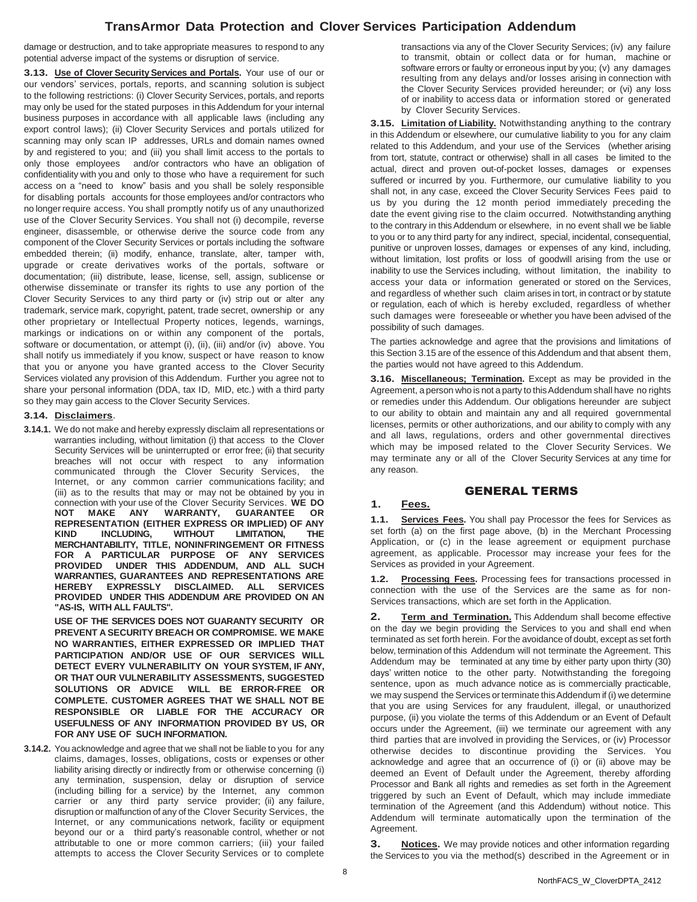damage or destruction, and to take appropriate measures to respond to any potential adverse impact of the systems or disruption of service.

**3.13. Use of Clover Security Services and Portals.** Your use of our or our vendors' services, portals, reports, and scanning solution is subject to the following restrictions: (i) Clover Security Services, portals, and reports may only be used for the stated purposes in this Addendum for your internal business purposes in accordance with all applicable laws (including any export control laws); (ii) Clover Security Services and portals utilized for scanning may only scan IP addresses, URLs and domain names owned by and registered to you; and (iii) you shall limit access to the portals to only those employees and/or contractors who have an obligation of confidentiality with you and only to those who have a requirement for such access on a "need to know" basis and you shall be solely responsible for disabling portals accounts for those employees and/or contractors who no longer require access. You shall promptly notify us of any unauthorized use of the Clover Security Services. You shall not (i) decompile, reverse engineer, disassemble, or otherwise derive the source code from any component of the Clover Security Services or portals including the software embedded therein; (ii) modify, enhance, translate, alter, tamper with, upgrade or create derivatives works of the portals, software or documentation; (iii) distribute, lease, license, sell, assign, sublicense or otherwise disseminate or transfer its rights to use any portion of the Clover Security Services to any third party or (iv) strip out or alter any trademark, service mark, copyright, patent, trade secret, ownership or any other proprietary or Intellectual Property notices, legends, warnings, markings or indications on or within any component of the portals, software or documentation, or attempt (i), (ii), (iii) and/or (iv) above. You shall notify us immediately if you know, suspect or have reason to know that you or anyone you have granted access to the Clover Security Services violated any provision of this Addendum. Further you agree not to share your personal information (DDA, tax ID, MID, etc.) with a third party so they may gain access to the Clover Security Services.

**3.14. Disclaimers.**

**3.14.1.** We do not make and hereby expressly disclaim all representations or warranties including, without limitation (i) that access to the Clover Security Services will be uninterrupted or error free; (ii) that security breaches will not occur with respect to any information communicated through the Clover Security Services, the Internet, or any common carrier communications facility; and (iii) as to the results that may or may not be obtained by you in connection with your use of the Clover Security Services. **WE DO NOT MAKE ANY WARRANTY, GUARANTEE OR REPRESENTATION (EITHER EXPRESS OR IMPLIED) OF ANY KIND INCLUDING, WITHOUT LIMITATION, THE MERCHANTABILITY, TITLE, NONINFRINGEMENT OR FITNESS FOR A PARTICULAR PURPOSE OF ANY SERVICES PROVIDED UNDER THIS ADDENDUM, AND ALL SUCH WARRANTIES, GUARANTEES AND REPRESENTATIONS ARE HEREBY EXPRESSLY DISCLAIMED. ALL SERVICES PROVIDED UNDER THIS ADDENDUM ARE PROVIDED ON AN "AS-IS, WITH ALL FAULTS".**

**USE OF THE SERVICES DOES NOT GUARANTY SECURITY OR PREVENT A SECURITY BREACH OR COMPROMISE. WE MAKE NO WARRANTIES, EITHER EXPRESSED OR IMPLIED THAT PARTICIPATION AND/OR USE OF OUR SERVICES WILL DETECT EVERY VULNERABILITY ON YOUR SYSTEM, IF ANY, OR THAT OUR VULNERABILITY ASSESSMENTS, SUGGESTED SOLUTIONS OR ADVICE WILL BE ERROR-FREE OR COMPLETE. CUSTOMER AGREES THAT WE SHALL NOT BE RESPONSIBLE OR LIABLE FOR THE ACCURACY OR USEFULNESS OF ANY INFORMATION PROVIDED BY US, OR FOR ANY USE OF SUCH INFORMATION.**

**3.14.2.** You acknowledge and agree that we shall not be liable to you for any claims, damages, losses, obligations, costs or expenses or other liability arising directly or indirectly from or otherwise concerning (i) any termination, suspension, delay or disruption of service (including billing for a service) by the Internet, any common carrier or any third party service provider; (ii) any failure, disruption or malfunction of any of the Clover Security Services, the Internet, or any communications network, facility or equipment beyond our or a third party's reasonable control, whether or not attributable to one or more common carriers; (iii) your failed attempts to access the Clover Security Services or to complete transactions via any of the Clover Security Services; (iv) any failure to transmit, obtain or collect data or for human, machine or software errors or faulty or erroneous input by you; (v) any damages resulting from any delays and/or losses arising in connection with the Clover Security Services provided hereunder; or (vi) any loss of or inability to access data or information stored or generated by Clover Security Services.

**3.15. Limitation of Liability.** Notwithstanding anything to the contrary in this Addendum or elsewhere, our cumulative liability to you for any claim related to this Addendum, and your use of the Services (whether arising from tort, statute, contract or otherwise) shall in all cases be limited to the actual, direct and proven out-of-pocket losses, damages or expenses suffered or incurred by you. Furthermore, our cumulative liability to you shall not, in any case, exceed the Clover Security Services Fees paid to us by you during the 12 month period immediately preceding the date the event giving rise to the claim occurred. Notwithstanding anything to the contrary in this Addendum or elsewhere, in no event shall we be liable to you or to any third party for any indirect, special, incidental, consequential, punitive or unproven losses, damages or expenses of any kind, including, without limitation, lost profits or loss of goodwill arising from the use or inability to use the Services including, without limitation, the inability to access your data or information generated or stored on the Services, and regardless of whether such claim arises in tort, in contract or by statute or regulation, each of which is hereby excluded, regardless of whether such damages were foreseeable or whether you have been advised of the possibility of such damages.

The parties acknowledge and agree that the provisions and limitations of this Section 3.15 are of the essence of this Addendum and that absent them, the parties would not have agreed to this Addendum.

**3.16. Miscellaneous; Termination.** Except as may be provided in the Agreement, a person who is not a party to this Addendum shall have no rights or remedies under this Addendum. Our obligations hereunder are subject to our ability to obtain and maintain any and all required governmental licenses, permits or other authorizations, and our ability to comply with any and all laws, regulations, orders and other governmental directives which may be imposed related to the Clover Security Services. We may terminate any or all of the Clover Security Services at any time for any reason.

## GENERAL TERMS

### 1. Fees.

**1.1. Services Fees.** You shall pay Processor the fees for Services as set forth (a) on the first page above, (b) in the Merchant Processing Application, or (c) in the lease agreement or equipment purchase agreement, as applicable. Processor may increase your fees for the Services as provided in your Agreement.

**1.2. Processing Fees.** Processing fees for transactions processed in connection with the use of the Services are the same as for non-Services transactions, which are set forth in the Application.

**2. Term and Termination.** This Addendum shall become effective on the day we begin providing the Services to you and shall end when terminated as set forth herein. For the avoidance of doubt, except as set forth below, termination of this Addendum will not terminate the Agreement. This Addendum may be terminated at any time by either party upon thirty (30) days' written notice to the other party. Notwithstanding the foregoing sentence, upon as much advance notice as is commercially practicable, we may suspend the Services or terminate this Addendum if (i) we determine that you are using Services for any fraudulent, illegal, or unauthorized purpose, (ii) you violate the terms of this Addendum or an Event of Default occurs under the Agreement, (iii) we terminate our agreement with any third parties that are involved in providing the Services, or (iv) Processor otherwise decides to discontinue providing the Services. You acknowledge and agree that an occurrence of (i) or (ii) above may be deemed an Event of Default under the Agreement, thereby affording Processor and Bank all rights and remedies as set forth in the Agreement triggered by such an Event of Default, which may include immediate termination of the Agreement (and this Addendum) without notice. This Addendum will terminate automatically upon the termination of the Agreement.

**3. Notices.** We may provide notices and other information regarding the Services to you via the method(s) described in the Agreement or in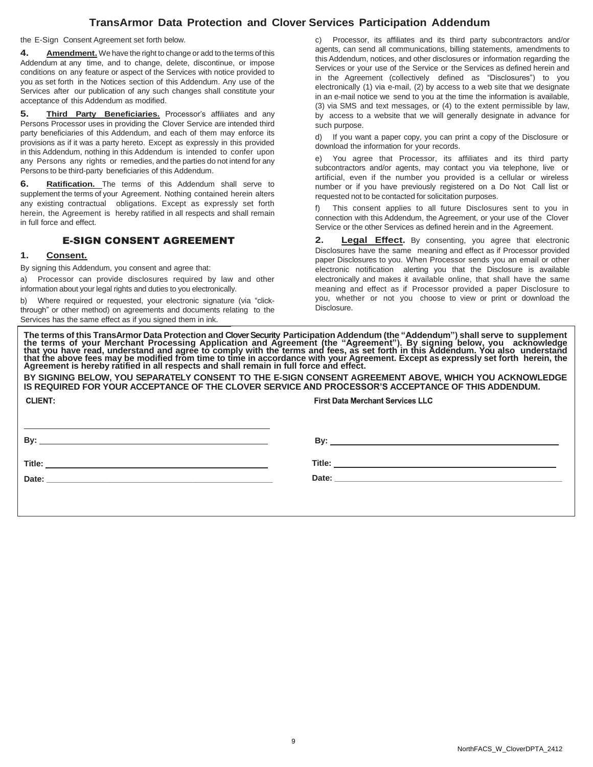# TransArmor Data Protection and Clover Services Participation Addendum

the E-Sign Consent Agreement set forth below.

**4. Amendment.** We have the right to change or add to the terms of this Addendum at any time, and to change, delete, discontinue, or impose conditions on any feature or aspect of the Services with notice provided to you as set forth in the Notices section of this Addendum. Any use of the Services after our publication of any such changes shall constitute your acceptance of this Addendum as modified.

**5. Third Party Beneficiaries.** Processor's affiliates and any Persons Processor uses in providing the Clover Service are intended third party beneficiaries of this Addendum, and each of them may enforce its provisions as if it was a party hereto. Except as expressly in this provided in this Addendum, nothing in this Addendum is intended to confer upon any Persons any rights or remedies, and the parties do not intend for any Persons to be third-party beneficiaries of this Addendum.

**6. Ratification.** The terms of this Addendum shall serve to supplement the terms of your Agreement. Nothing contained herein alters any existing contractual obligations. Except as expressly set forth herein, the Agreement is hereby ratified in all respects and shall remain in full force and effect.

## E-SIGN CONSENT AGREEMENT

**1. Consent.**

By signing this Addendum, you consent and agree that:

a) Processor can provide disclosures required by law and other information about your legal rights and duties to you electronically.

b) Where required or requested, your electronic signature (via "click-through" or other method) on agreements and documents relating to the Services has the same effect as if you signed them in ink.

c) Processor, its affiliates and its third party subcontractors and/or agents, can send all communications, billing statements, amendments to this Addendum, notices, and other disclosures or information regarding the Services or your use of the Service or the Services as defined herein and in the Agreement (collectively defined as "Disclosures") to you electronically (1) via e-mail, (2) by access to a web site that we designate in an e-mail notice we send to you at the time the information is available, (3) via SMS and text messages, or (4) to the extent permissible by law, by access to a website that we will generally designate in advance for such purpose.

d) If you want a paper copy, you can print a copy of the Disclosure or download the information for your records.

e) You agree that Processor, its affiliates and its third party subcontractors and/or agents, may contact you via telephone, live or artificial, even if the number you provided is a cellular or wireless number or if you have previously registered on a Do Not Call list or requested not to be contacted for solicitation purposes.

f) This consent applies to all future Disclosures sent to you in connection with this Addendum, the Agreement, or your use of the Clover Service or the other Services as defined herein and in the Agreement.

**2. Legal Effect.** By consenting, you agree that electronic Disclosures have the same meaning and effect as if Processor provided paper Disclosures to you. When Processor sends you an email or other electronic notification alerting you that the Disclosure is available electronically and makes it available online, that shall have the same meaning and effect as if Processor provided a paper Disclosure to you, whether or not you choose to view or print or download the Disclosure.

**The terms of this TransArmor Data Protection and Clover Security Participation Addendum (the "Addendum") shall serve to supplement the terms of your Merchant Processing Application and Agreement (the "Agreement"). By signing below, you acknowledge that you have read, understand and agree to comply with the terms and fees, as set forth in this Addendum. You also understand that the above fees may be modified from time to time in accordance with your Agreement. Except as expressly set forth herein, the Agreement is hereby ratified in all respects and shall remain in full force and effect.**

**BY SIGNING BELOW, YOU SEPARATELY CONSENT TO THE E-SIGN CONSENT AGREEMENT ABOVE, WHICH YOU ACKNOWLEDGE IS REQUIRED FOR YOUR ACCEPTANCE OF THE CLOVER SERVICE AND PROCESSOR'S ACCEPTANCE OF THIS ADDENDUM.**

**CLIENT:**

______________________________

**By:** ______________________________

**Title:** ______________________________

**Date:** ______________________________

**First Data Merchant Services LLC**

**By:** ______________________________

**Title:** ______________________________

**Date:** ______________________________

NorthFACS_W_CloverDPTA_2412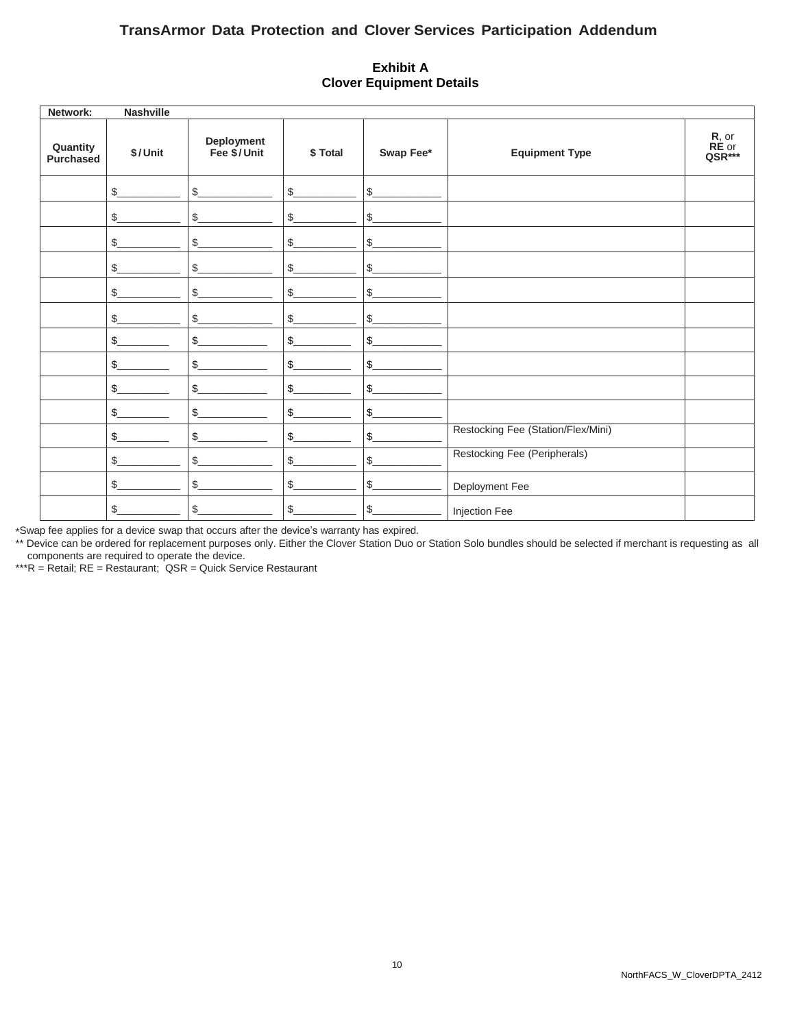# TransArmor Data Protection and Clover Services Participation Addendum

## Exhibit A
## Clover Equipment Details

| Network: | Nashville | | | | | |
|---|---|---|---|---|---|---|
| **Quantity Purchased** | **$/Unit** | **Deployment Fee $/Unit** | **$ Total** | **Swap Fee*** | **Equipment Type** | **R, or RE or QSR*** ** |
| | $__________ | $__________ | $__________ | $__________ | | |
| | $__________ | $__________ | $__________ | $__________ | | |
| | $__________ | $__________ | $__________ | $__________ | | |
| | $__________ | $__________ | $__________ | $__________ | | |
| | $__________ | $__________ | $__________ | $__________ | | |
| | $__________ | $__________ | $__________ | $__________ | | |
| | $__________ | $__________ | $__________ | $__________ | | |
| | $__________ | $__________ | $__________ | $__________ | | |
| | $__________ | $__________ | $__________ | $__________ | | |
| | $__________ | $__________ | $__________ | $__________ | | |
| | $__________ | $__________ | $__________ | $__________ | Restocking Fee (Station/Flex/Mini) | |
| | $__________ | $__________ | $__________ | $__________ | Restocking Fee (Peripherals) | |
| | $__________ | $__________ | $__________ | $__________ | Deployment Fee | |
| | $__________ | $__________ | $__________ | $__________ | Injection Fee | |

*Swap fee applies for a device swap that occurs after the device's warranty has expired.

** Device can be ordered for replacement purposes only. Either the Clover Station Duo or Station Solo bundles should be selected if merchant is requesting as all components are required to operate the device.

***R = Retail; RE = Restaurant; QSR = Quick Service Restaurant